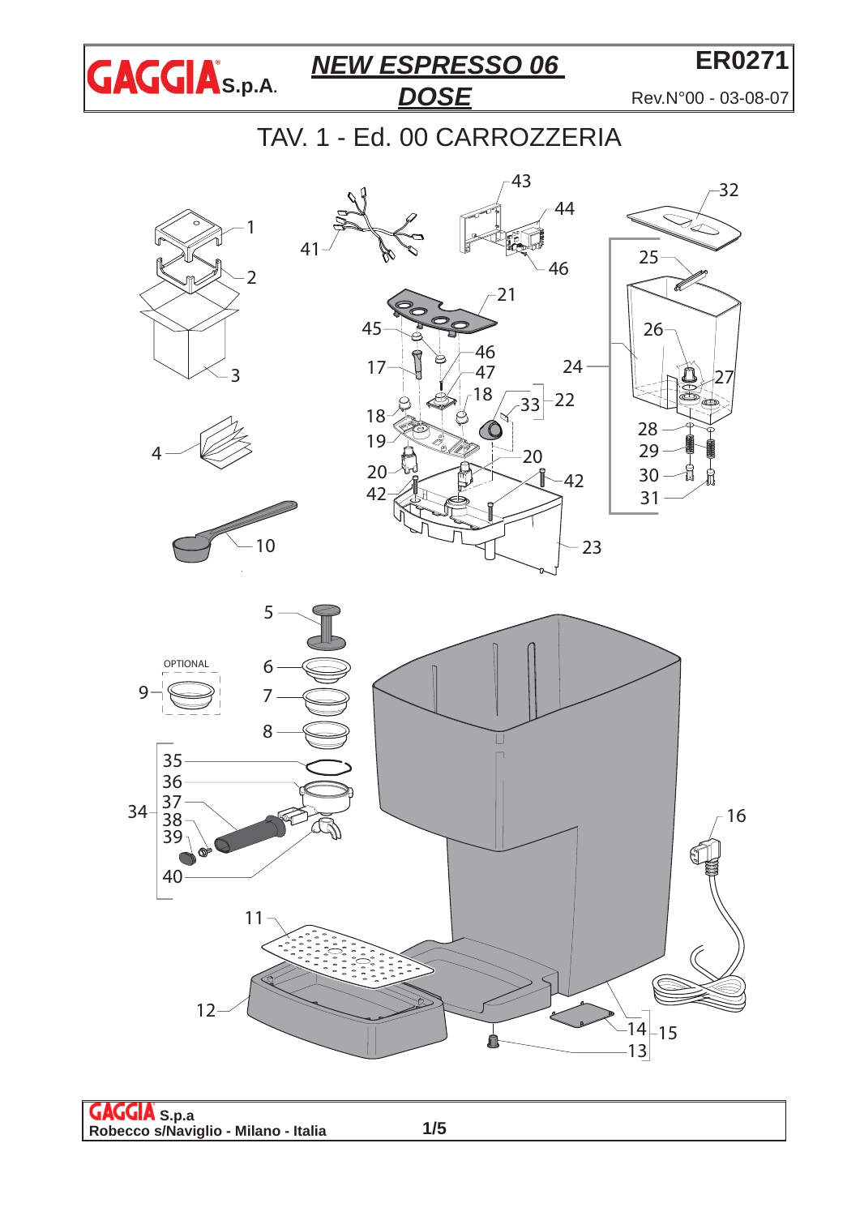# GAGGIA S.p.A. — NEW ESPRESSO 06 DOSE

**ER0271**

Rev.N°00 - 03-08-07

## TAV. 1 - Ed. 00 CARROZZERIA

1, 2, 3, 4, 5, 6, 7, 8, 9, 10, 11, 12, 13, 14, 15, 16, 17, 18, 19, 20, 21, 22, 23, 24, 25, 26, 27, 28, 29, 30, 31, 32, 33, 34, 35, 36, 37, 38, 39, 40, 41, 42, 43, 44, 45, 46, 47

OPTIONAL

**GAGGIA S.p.a**
**Robecco s/Naviglio - Milano - Italia**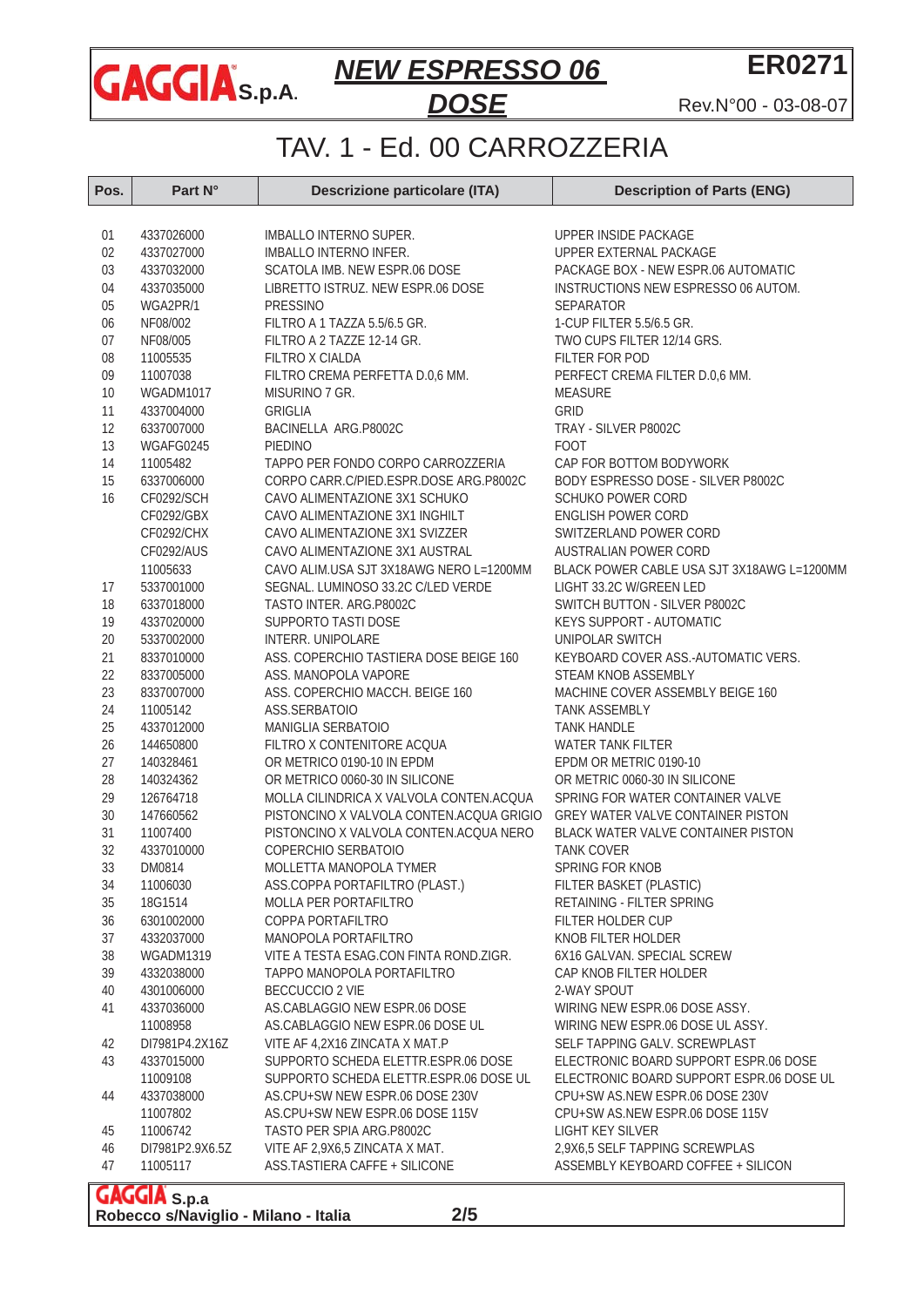# NEW ESPRESSO 06 DOSE

**ER0271**

Rev.N°00 - 03-08-07

## TAV. 1 - Ed. 00 CARROZZERIA

| Pos. | Part N° | Descrizione particolare (ITA) | Description of Parts (ENG) |
|---|---|---|---|
| 01 | 4337026000 | IMBALLO INTERNO SUPER. | UPPER INSIDE PACKAGE |
| 02 | 4337027000 | IMBALLO INTERNO INFER. | UPPER EXTERNAL PACKAGE |
| 03 | 4337032000 | SCATOLA IMB. NEW ESPR.06 DOSE | PACKAGE BOX - NEW ESPR.06 AUTOMATIC |
| 04 | 4337035000 | LIBRETTO ISTRUZ. NEW ESPR.06 DOSE | INSTRUCTIONS NEW ESPRESSO 06 AUTOM. |
| 05 | WGA2PR/1 | PRESSINO | SEPARATOR |
| 06 | NF08/002 | FILTRO A 1 TAZZA 5.5/6.5 GR. | 1-CUP FILTER 5.5/6.5 GR. |
| 07 | NF08/005 | FILTRO A 2 TAZZE 12-14 GR. | TWO CUPS FILTER 12/14 GRS. |
| 08 | 11005535 | FILTRO X CIALDA | FILTER FOR POD |
| 09 | 11007038 | FILTRO CREMA PERFETTA D.0,6 MM. | PERFECT CREMA FILTER D.0,6 MM. |
| 10 | WGADM1017 | MISURINO 7 GR. | MEASURE |
| 11 | 4337004000 | GRIGLIA | GRID |
| 12 | 6337007000 | BACINELLA ARG.P8002C | TRAY - SILVER P8002C |
| 13 | WGAFG0245 | PIEDINO | FOOT |
| 14 | 11005482 | TAPPO PER FONDO CORPO CARROZZERIA | CAP FOR BOTTOM BODYWORK |
| 15 | 6337006000 | CORPO CARR.C/PIED.ESPR.DOSE ARG.P8002C | BODY ESPRESSO DOSE - SILVER P8002C |
| 16 | CF0292/SCH | CAVO ALIMENTAZIONE 3X1 SCHUKO | SCHUKO POWER CORD |
| | CF0292/GBX | CAVO ALIMENTAZIONE 3X1 INGHILT | ENGLISH POWER CORD |
| | CF0292/CHX | CAVO ALIMENTAZIONE 3X1 SVIZZER | SWITZERLAND POWER CORD |
| | CF0292/AUS | CAVO ALIMENTAZIONE 3X1 AUSTRAL | AUSTRALIAN POWER CORD |
| | 11005633 | CAVO ALIM.USA SJT 3X18AWG NERO L=1200MM | BLACK POWER CABLE USA SJT 3X18AWG L=1200MM |
| 17 | 5337001000 | SEGNAL. LUMINOSO 33.2C C/LED VERDE | LIGHT 33.2C W/GREEN LED |
| 18 | 6337018000 | TASTO INTER. ARG.P8002C | SWITCH BUTTON - SILVER P8002C |
| 19 | 4337020000 | SUPPORTO TASTI DOSE | KEYS SUPPORT - AUTOMATIC |
| 20 | 5337002000 | INTERR. UNIPOLARE | UNIPOLAR SWITCH |
| 21 | 8337010000 | ASS. COPERCHIO TASTIERA DOSE BEIGE 160 | KEYBOARD COVER ASS.-AUTOMATIC VERS. |
| 22 | 8337005000 | ASS. MANOPOLA VAPORE | STEAM KNOB ASSEMBLY |
| 23 | 8337007000 | ASS. COPERCHIO MACCH. BEIGE 160 | MACHINE COVER ASSEMBLY BEIGE 160 |
| 24 | 11005142 | ASS.SERBATOIO | TANK ASSEMBLY |
| 25 | 4337012000 | MANIGLIA SERBATOIO | TANK HANDLE |
| 26 | 144650800 | FILTRO X CONTENITORE ACQUA | WATER TANK FILTER |
| 27 | 140328461 | OR METRICO 0190-10 IN EPDM | EPDM OR METRIC 0190-10 |
| 28 | 140324362 | OR METRICO 0060-30 IN SILICONE | OR METRIC 0060-30 IN SILICONE |
| 29 | 126764718 | MOLLA CILINDRICA X VALVOLA CONTEN.ACQUA | SPRING FOR WATER CONTAINER VALVE |
| 30 | 147660562 | PISTONCINO X VALVOLA CONTEN.ACQUA GRIGIO | GREY WATER VALVE CONTAINER PISTON |
| 31 | 11007400 | PISTONCINO X VALVOLA CONTEN.ACQUA NERO | BLACK WATER VALVE CONTAINER PISTON |
| 32 | 4337010000 | COPERCHIO SERBATOIO | TANK COVER |
| 33 | DM0814 | MOLLETTA MANOPOLA TYMER | SPRING FOR KNOB |
| 34 | 11006030 | ASS.COPPA PORTAFILTRO (PLAST.) | FILTER BASKET (PLASTIC) |
| 35 | 18G1514 | MOLLA PER PORTAFILTRO | RETAINING - FILTER SPRING |
| 36 | 6301002000 | COPPA PORTAFILTRO | FILTER HOLDER CUP |
| 37 | 4332037000 | MANOPOLA PORTAFILTRO | KNOB FILTER HOLDER |
| 38 | WGADM1319 | VITE A TESTA ESAG.CON FINTA ROND.ZIGR. | 6X16 GALVAN. SPECIAL SCREW |
| 39 | 4332038000 | TAPPO MANOPOLA PORTAFILTRO | CAP KNOB FILTER HOLDER |
| 40 | 4301006000 | BECCUCCIO 2 VIE | 2-WAY SPOUT |
| 41 | 4337036000 | AS.CABLAGGIO NEW ESPR.06 DOSE | WIRING NEW ESPR.06 DOSE ASSY. |
| | 11008958 | AS.CABLAGGIO NEW ESPR.06 DOSE UL | WIRING NEW ESPR.06 DOSE UL ASSY. |
| 42 | DI7981P4.2X16Z | VITE AF 4,2X16 ZINCATA X MAT.P | SELF TAPPING GALV. SCREWPLAST |
| 43 | 4337015000 | SUPPORTO SCHEDA ELETTR.ESPR.06 DOSE | ELECTRONIC BOARD SUPPORT ESPR.06 DOSE |
| | 11009108 | SUPPORTO SCHEDA ELETTR.ESPR.06 DOSE UL | ELECTRONIC BOARD SUPPORT ESPR.06 DOSE UL |
| 44 | 4337038000 | AS.CPU+SW NEW ESPR.06 DOSE 230V | CPU+SW AS.NEW ESPR.06 DOSE 230V |
| | 11007802 | AS.CPU+SW NEW ESPR.06 DOSE 115V | CPU+SW AS.NEW ESPR.06 DOSE 115V |
| 45 | 11006742 | TASTO PER SPIA ARG.P8002C | LIGHT KEY SILVER |
| 46 | DI7981P2.9X6.5Z | VITE AF 2,9X6,5 ZINCATA X MAT. | 2,9X6,5 SELF TAPPING SCREWPLAS |
| 47 | 11005117 | ASS.TASTIERA CAFFE + SILICONE | ASSEMBLY KEYBOARD COFFEE + SILICON |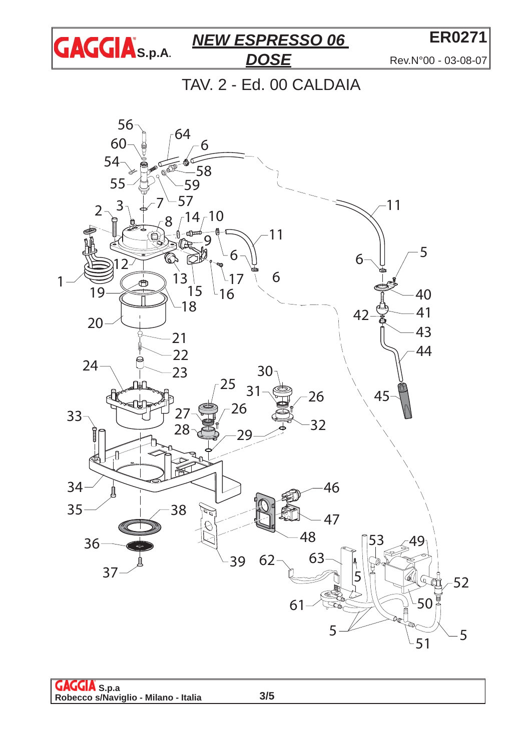# NEW ESPRESSO 06 DOSE

ER0271

Rev.N°00 - 03-08-07

## TAV. 2 - Ed. 00 CALDAIA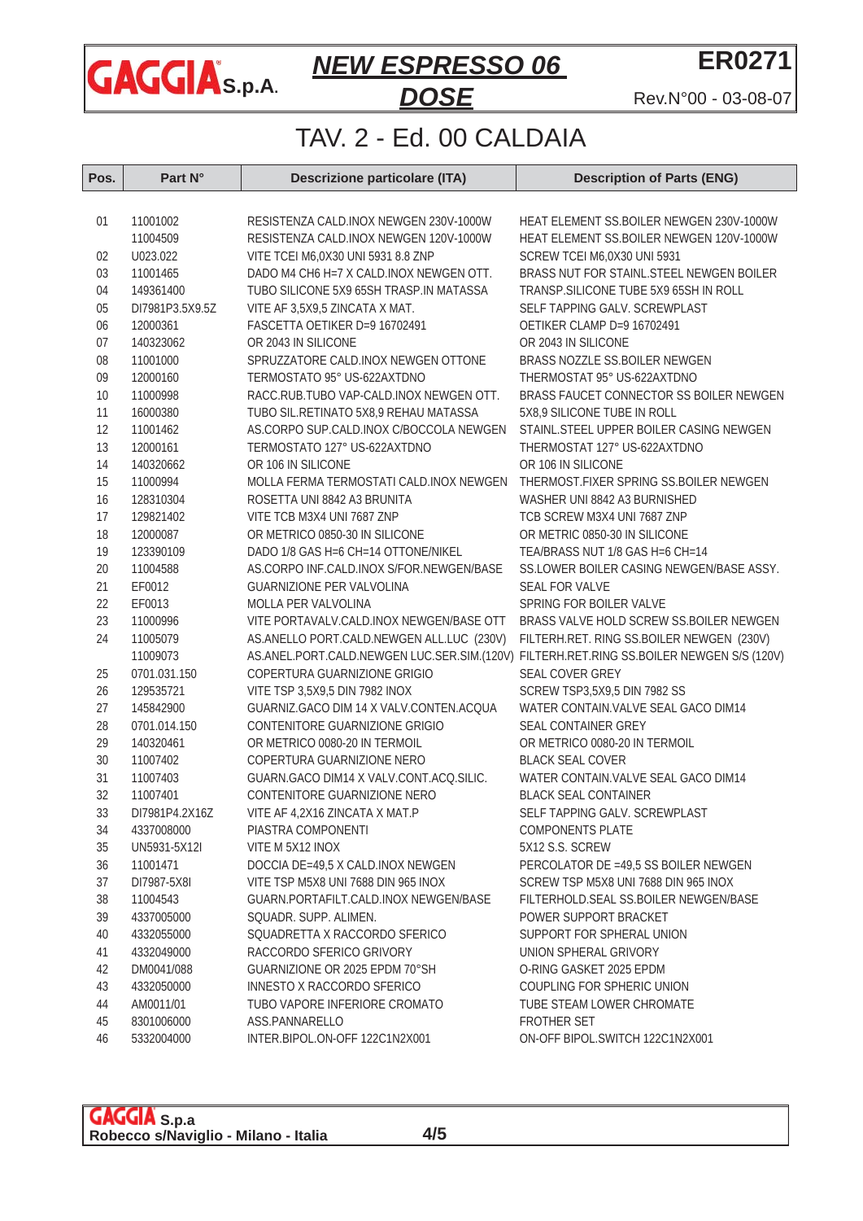# GAGGIA S.p.A. — *NEW ESPRESSO 06 DOSE* — ER0271

Rev.N°00 - 03-08-07

## TAV. 2 - Ed. 00 CALDAIA

| Pos. | Part N° | Descrizione particolare (ITA) | Description of Parts (ENG) |
|---|---|---|---|
| 01 | 11001002 | RESISTENZA CALD.INOX NEWGEN 230V-1000W | HEAT ELEMENT SS.BOILER NEWGEN 230V-1000W |
| | 11004509 | RESISTENZA CALD.INOX NEWGEN 120V-1000W | HEAT ELEMENT SS.BOILER NEWGEN 120V-1000W |
| 02 | U023.022 | VITE TCEI M6,0X30 UNI 5931 8.8 ZNP | SCREW TCEI M6,0X30 UNI 5931 |
| 03 | 11001465 | DADO M4 CH6 H=7 X CALD.INOX NEWGEN OTT. | BRASS NUT FOR STAINL.STEEL NEWGEN BOILER |
| 04 | 149361400 | TUBO SILICONE 5X9 65SH TRASP.IN MATASSA | TRANSP.SILICONE TUBE 5X9 65SH IN ROLL |
| 05 | DI7981P3.5X9.5Z | VITE AF 3,5X9,5 ZINCATA X MAT. | SELF TAPPING GALV. SCREWPLAST |
| 06 | 12000361 | FASCETTA OETIKER D=9 16702491 | OETIKER CLAMP D=9 16702491 |
| 07 | 140323062 | OR 2043 IN SILICONE | OR 2043 IN SILICONE |
| 08 | 11001000 | SPRUZZATORE CALD.INOX NEWGEN OTTONE | BRASS NOZZLE SS.BOILER NEWGEN |
| 09 | 12000160 | TERMOSTATO 95° US-622AXTDNO | THERMOSTAT 95° US-622AXTDNO |
| 10 | 11000998 | RACC.RUB.TUBO VAP-CALD.INOX NEWGEN OTT. | BRASS FAUCET CONNECTOR SS BOILER NEWGEN |
| 11 | 16000380 | TUBO SIL.RETINATO 5X8,9 REHAU MATASSA | 5X8,9 SILICONE TUBE IN ROLL |
| 12 | 11001462 | AS.CORPO SUP.CALD.INOX C/BOCCOLA NEWGEN | STAINL.STEEL UPPER BOILER CASING NEWGEN |
| 13 | 12000161 | TERMOSTATO 127° US-622AXTDNO | THERMOSTAT 127° US-622AXTDNO |
| 14 | 140320662 | OR 106 IN SILICONE | OR 106 IN SILICONE |
| 15 | 11000994 | MOLLA FERMA TERMOSTATI CALD.INOX NEWGEN | THERMOSTAT.FIXER SPRING SS.BOILER NEWGEN |
| 16 | 128310304 | ROSETTA UNI 8842 A3 BRUNITA | WASHER UNI 8842 A3 BURNISHED |
| 17 | 129821402 | VITE TCB M3X4 UNI 7687 ZNP | TCB SCREW M3X4 UNI 7687 ZNP |
| 18 | 12000087 | OR METRICO 0850-30 IN SILICONE | OR METRIC 0850-30 IN SILICONE |
| 19 | 123390109 | DADO 1/8 GAS H=6 CH=14 OTTONE/NIKEL | TEA/BRASS NUT 1/8 GAS H=6 CH=14 |
| 20 | 11004588 | AS.CORPO INF.CALD.INOX S/FOR.NEWGEN/BASE | SS.LOWER BOILER CASING NEWGEN/BASE ASSY. |
| 21 | EF0012 | GUARNIZIONE PER VALVOLINA | SEAL FOR VALVE |
| 22 | EF0013 | MOLLA PER VALVOLINA | SPRING FOR BOILER VALVE |
| 23 | 11000996 | VITE PORTAVALV.CALD.INOX NEWGEN/BASE OTT | BRASS VALVE HOLD SCREW SS.BOILER NEWGEN |
| 24 | 11005079 | AS.ANELLO PORT.CALD.NEWGEN ALL.LUC (230V) | FILTERH.RET. RING SS.BOILER NEWGEN (230V) |
| | 11009073 | AS.ANEL.PORT.CALD.NEWGEN LUC.SER.SIM.(120V) | FILTERH.RET.RING SS.BOILER NEWGEN S/S (120V) |
| 25 | 0701.031.150 | COPERTURA GUARNIZIONE GRIGIO | SEAL COVER GREY |
| 26 | 129535721 | VITE TSP 3,5X9,5 DIN 7982 INOX | SCREW TSP3,5X9,5 DIN 7982 SS |
| 27 | 145842900 | GUARNIZ.GACO DIM 14 X VALV.CONTEN.ACQUA | WATER CONTAIN.VALVE SEAL GACO DIM14 |
| 28 | 0701.014.150 | CONTENITORE GUARNIZIONE GRIGIO | SEAL CONTAINER GREY |
| 29 | 140320461 | OR METRICO 0080-20 IN TERMOIL | OR METRICO 0080-20 IN TERMOIL |
| 30 | 11007402 | COPERTURA GUARNIZIONE NERO | BLACK SEAL COVER |
| 31 | 11007403 | GUARN.GACO DIM14 X VALV.CONT.ACQ.SILIC. | WATER CONTAIN.VALVE SEAL GACO DIM14 |
| 32 | 11007401 | CONTENITORE GUARNIZIONE NERO | BLACK SEAL CONTAINER |
| 33 | DI7981P4.2X16Z | VITE AF 4,2X16 ZINCATA X MAT.P | SELF TAPPING GALV. SCREWPLAST |
| 34 | 4337008000 | PIASTRA COMPONENTI | COMPONENTS PLATE |
| 35 | UN5931-5X12I | VITE M 5X12 INOX | 5X12 S.S. SCREW |
| 36 | 11001471 | DOCCIA DE=49,5 X CALD.INOX NEWGEN | PERCOLATOR DE =49,5 SS BOILER NEWGEN |
| 37 | DI7987-5X8I | VITE TSP M5X8 UNI 7688 DIN 965 INOX | SCREW TSP M5X8 UNI 7688 DIN 965 INOX |
| 38 | 11004543 | GUARN.PORTAFILT.CALD.INOX NEWGEN/BASE | FILTERHOLD.SEAL SS.BOILER NEWGEN/BASE |
| 39 | 4337005000 | SQUADR. SUPP. ALIMEN. | POWER SUPPORT BRACKET |
| 40 | 4332055000 | SQUADRETTA X RACCORDO SFERICO | SUPPORT FOR SPHERAL UNION |
| 41 | 4332049000 | RACCORDO SFERICO GRIVORY | UNION SPHERAL GRIVORY |
| 42 | DM0041/088 | GUARNIZIONE OR 2025 EPDM 70°SH | O-RING GASKET 2025 EPDM |
| 43 | 4332050000 | INNESTO X RACCORDO SFERICO | COUPLING FOR SPHERIC UNION |
| 44 | AM0011/01 | TUBO VAPORE INFERIORE CROMATO | TUBE STEAM LOWER CHROMATE |
| 45 | 8301006000 | ASS.PANNARELLO | FROTHER SET |
| 46 | 5332004000 | INTER.BIPOL.ON-OFF 122C1N2X001 | ON-OFF BIPOL.SWITCH 122C1N2X001 |

GAGGIA S.p.a
Robecco s/Naviglio - Milano - Italia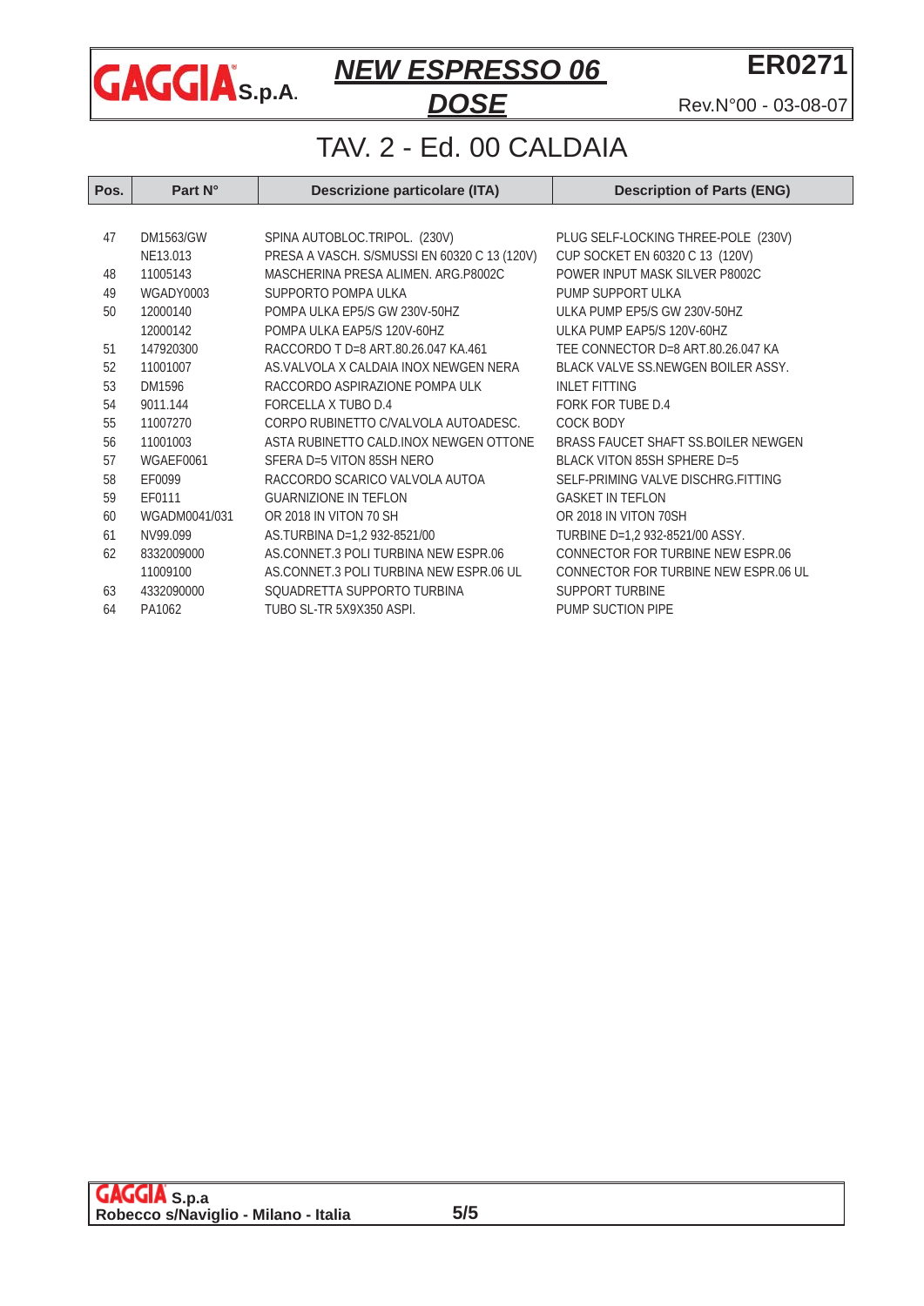# NEW ESPRESSO 06 DOSE

**ER0271**

Rev.N°00 - 03-08-07

## TAV. 2 - Ed. 00 CALDAIA

| Pos. | Part N° | Descrizione particolare (ITA) | Description of Parts (ENG) |
|---|---|---|---|
| 47 | DM1563/GW | SPINA AUTOBLOC.TRIPOL. (230V) | PLUG SELF-LOCKING THREE-POLE (230V) |
| | NE13.013 | PRESA A VASCH. S/SMUSSI EN 60320 C 13 (120V) | CUP SOCKET EN 60320 C 13 (120V) |
| 48 | 11005143 | MASCHERINA PRESA ALIMEN. ARG.P8002C | POWER INPUT MASK SILVER P8002C |
| 49 | WGADY0003 | SUPPORTO POMPA ULKA | PUMP SUPPORT ULKA |
| 50 | 12000140 | POMPA ULKA EP5/S GW 230V-50HZ | ULKA PUMP EP5/S GW 230V-50HZ |
| | 12000142 | POMPA ULKA EAP5/S 120V-60HZ | ULKA PUMP EAP5/S 120V-60HZ |
| 51 | 147920300 | RACCORDO T D=8 ART.80.26.047 KA.461 | TEE CONNECTOR D=8 ART.80.26.047 KA |
| 52 | 11001007 | AS.VALVOLA X CALDAIA INOX NEWGEN NERA | BLACK VALVE SS.NEWGEN BOILER ASSY. |
| 53 | DM1596 | RACCORDO ASPIRAZIONE POMPA ULK | INLET FITTING |
| 54 | 9011.144 | FORCELLA X TUBO D.4 | FORK FOR TUBE D.4 |
| 55 | 11007270 | CORPO RUBINETTO C/VALVOLA AUTOADESC. | COCK BODY |
| 56 | 11001003 | ASTA RUBINETTO CALD.INOX NEWGEN OTTONE | BRASS FAUCET SHAFT SS.BOILER NEWGEN |
| 57 | WGAEF0061 | SFERA D=5 VITON 85SH NERO | BLACK VITON 85SH SPHERE D=5 |
| 58 | EF0099 | RACCORDO SCARICO VALVOLA AUTOA | SELF-PRIMING VALVE DISCHRG.FITTING |
| 59 | EF0111 | GUARNIZIONE IN TEFLON | GASKET IN TEFLON |
| 60 | WGADM0041/031 | OR 2018 IN VITON 70 SH | OR 2018 IN VITON 70SH |
| 61 | NV99.099 | AS.TURBINA D=1,2 932-8521/00 | TURBINE D=1,2 932-8521/00 ASSY. |
| 62 | 8332009000 | AS.CONNET.3 POLI TURBINA NEW ESPR.06 | CONNECTOR FOR TURBINE NEW ESPR.06 |
| | 11009100 | AS.CONNET.3 POLI TURBINA NEW ESPR.06 UL | CONNECTOR FOR TURBINE NEW ESPR.06 UL |
| 63 | 4332090000 | SQUADRETTA SUPPORTO TURBINA | SUPPORT TURBINE |
| 64 | PA1062 | TUBO SL-TR 5X9X350 ASPI. | PUMP SUCTION PIPE |